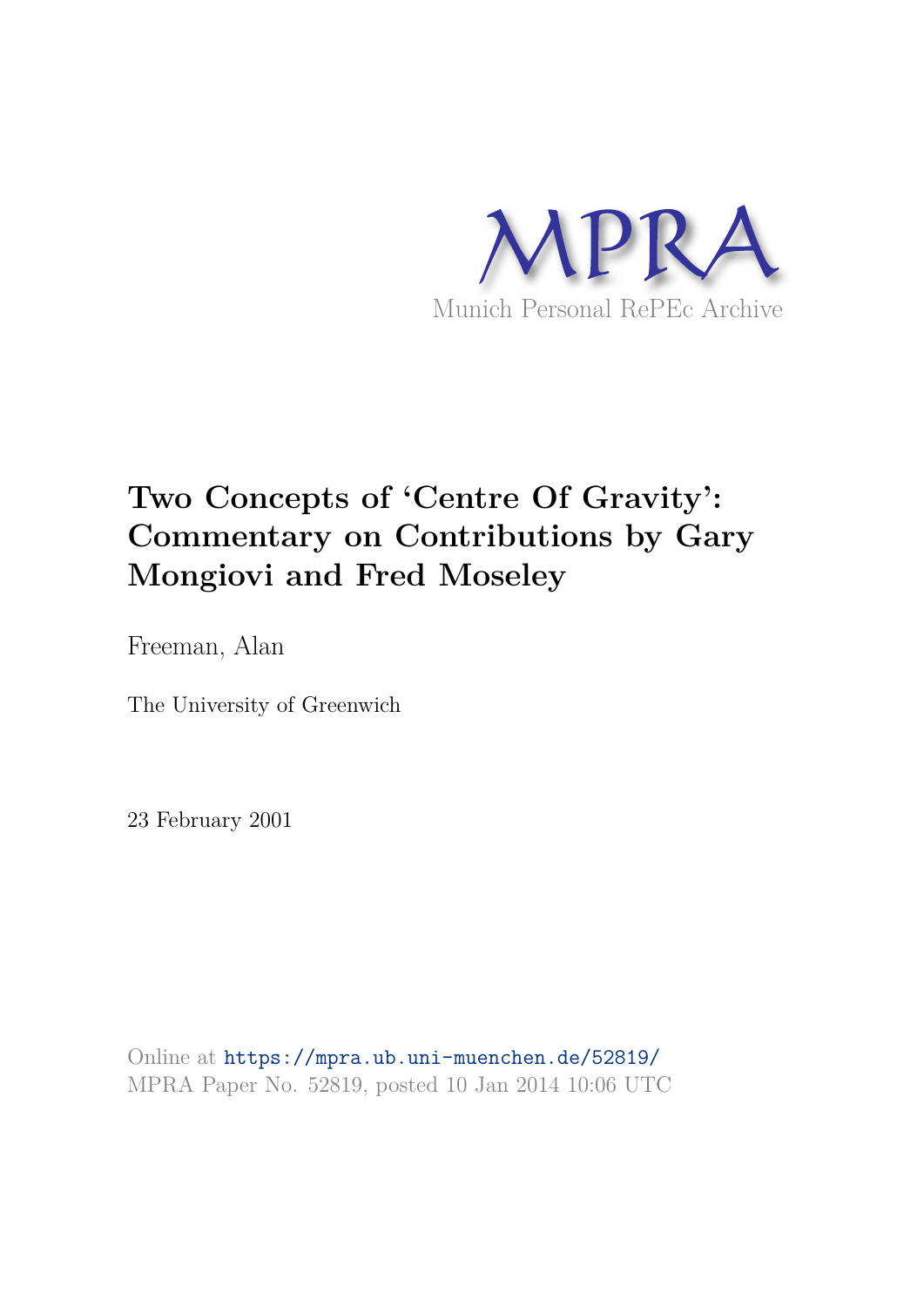MPRA

Munich Personal RePEc Archive

# Two Concepts of 'Centre Of Gravity': Commentary on Contributions by Gary Mongiovi and Fred Moseley

Freeman, Alan

The University of Greenwich

23 February 2001

Online at https://mpra.ub.uni-muenchen.de/52819/
MPRA Paper No. 52819, posted 10 Jan 2014 10:06 UTC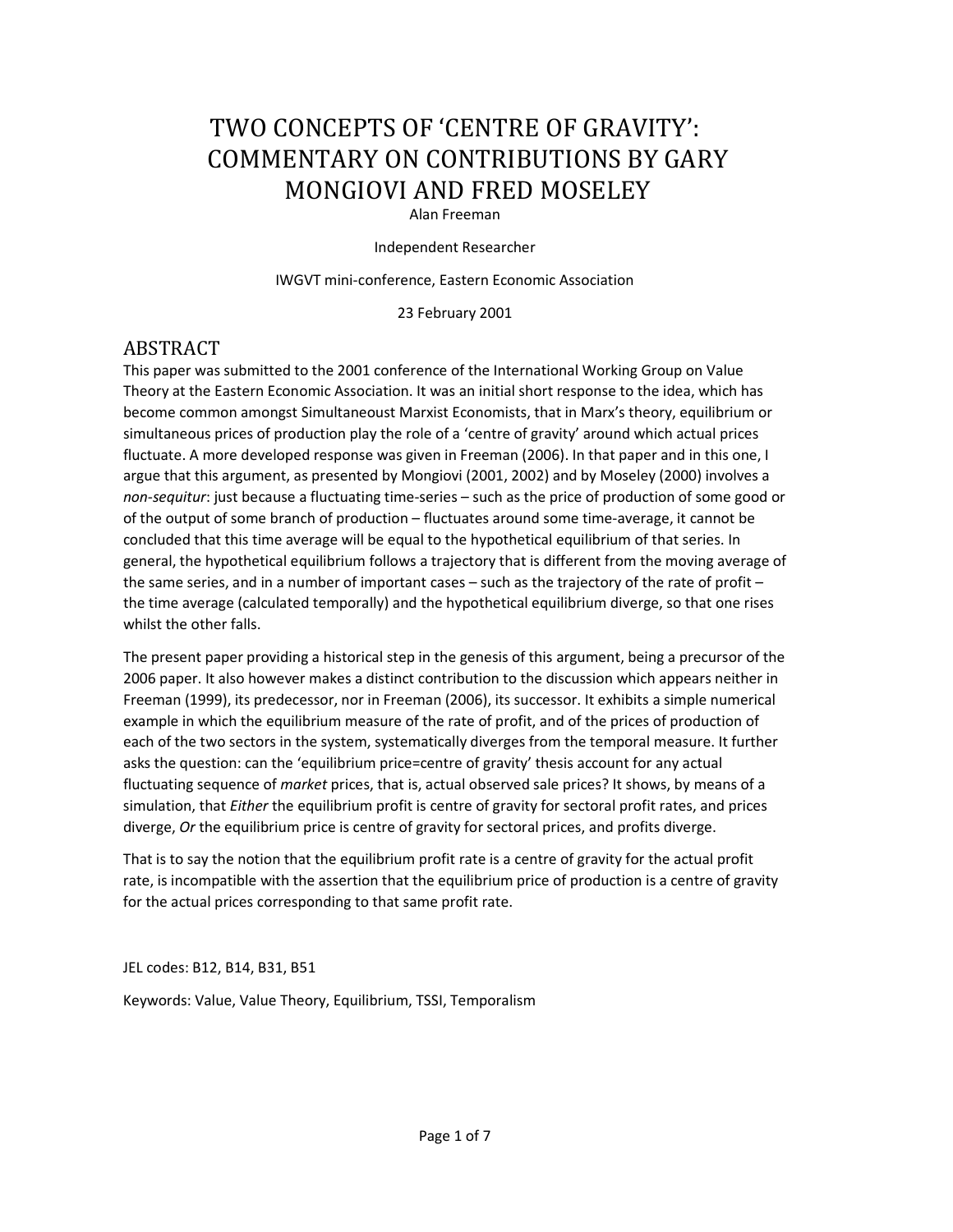# TWO CONCEPTS OF 'CENTRE OF GRAVITY': COMMENTARY ON CONTRIBUTIONS BY GARY MONGIOVI AND FRED MOSELEY

Alan Freeman

Independent Researcher

IWGVT mini-conference, Eastern Economic Association

23 February 2001

## ABSTRACT

This paper was submitted to the 2001 conference of the International Working Group on Value Theory at the Eastern Economic Association. It was an initial short response to the idea, which has become common amongst Simultaneoust Marxist Economists, that in Marx's theory, equilibrium or simultaneous prices of production play the role of a 'centre of gravity' around which actual prices fluctuate. A more developed response was given in Freeman (2006). In that paper and in this one, I argue that this argument, as presented by Mongiovi (2001, 2002) and by Moseley (2000) involves a *non-sequitur*: just because a fluctuating time-series – such as the price of production of some good or of the output of some branch of production – fluctuates around some time-average, it cannot be concluded that this time average will be equal to the hypothetical equilibrium of that series. In general, the hypothetical equilibrium follows a trajectory that is different from the moving average of the same series, and in a number of important cases – such as the trajectory of the rate of profit – the time average (calculated temporally) and the hypothetical equilibrium diverge, so that one rises whilst the other falls.

The present paper providing a historical step in the genesis of this argument, being a precursor of the 2006 paper. It also however makes a distinct contribution to the discussion which appears neither in Freeman (1999), its predecessor, nor in Freeman (2006), its successor. It exhibits a simple numerical example in which the equilibrium measure of the rate of profit, and of the prices of production of each of the two sectors in the system, systematically diverges from the temporal measure. It further asks the question: can the 'equilibrium price=centre of gravity' thesis account for any actual fluctuating sequence of *market* prices, that is, actual observed sale prices? It shows, by means of a simulation, that *Either* the equilibrium profit is centre of gravity for sectoral profit rates, and prices diverge, *Or* the equilibrium price is centre of gravity for sectoral prices, and profits diverge.

That is to say the notion that the equilibrium profit rate is a centre of gravity for the actual profit rate, is incompatible with the assertion that the equilibrium price of production is a centre of gravity for the actual prices corresponding to that same profit rate.

JEL codes: B12, B14, B31, B51

Keywords: Value, Value Theory, Equilibrium, TSSI, Temporalism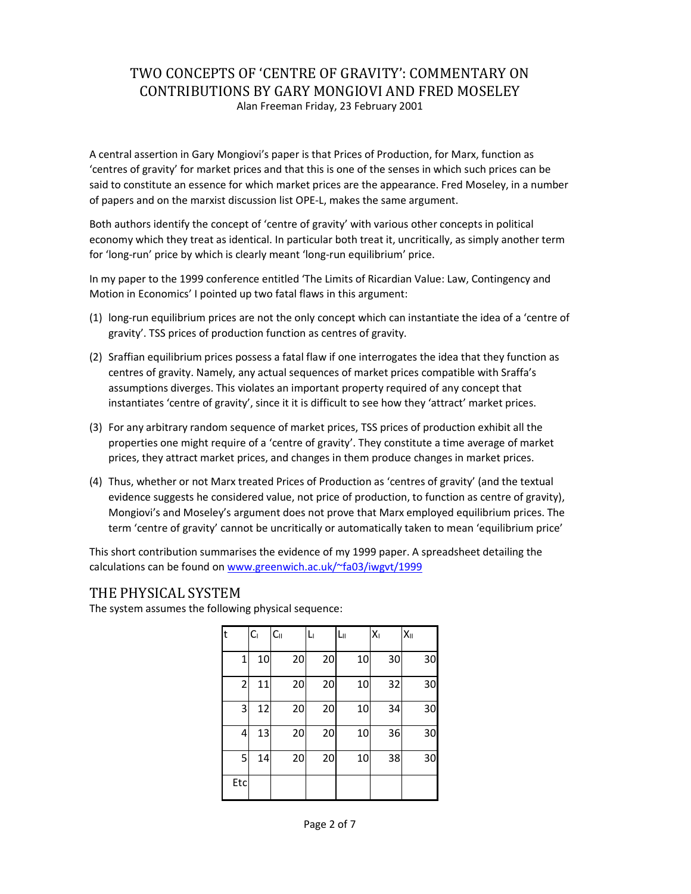# TWO CONCEPTS OF 'CENTRE OF GRAVITY': COMMENTARY ON CONTRIBUTIONS BY GARY MONGIOVI AND FRED MOSELEY

Alan Freeman Friday, 23 February 2001

A central assertion in Gary Mongiovi's paper is that Prices of Production, for Marx, function as 'centres of gravity' for market prices and that this is one of the senses in which such prices can be said to constitute an essence for which market prices are the appearance. Fred Moseley, in a number of papers and on the marxist discussion list OPE-L, makes the same argument.

Both authors identify the concept of 'centre of gravity' with various other concepts in political economy which they treat as identical. In particular both treat it, uncritically, as simply another term for 'long-run' price by which is clearly meant 'long-run equilibrium' price.

In my paper to the 1999 conference entitled 'The Limits of Ricardian Value: Law, Contingency and Motion in Economics' I pointed up two fatal flaws in this argument:

(1) long-run equilibrium prices are not the only concept which can instantiate the idea of a 'centre of gravity'. TSS prices of production function as centres of gravity.

(2) Sraffian equilibrium prices possess a fatal flaw if one interrogates the idea that they function as centres of gravity. Namely, any actual sequences of market prices compatible with Sraffa's assumptions diverges. This violates an important property required of any concept that instantiates 'centre of gravity', since it it is difficult to see how they 'attract' market prices.

(3) For any arbitrary random sequence of market prices, TSS prices of production exhibit all the properties one might require of a 'centre of gravity'. They constitute a time average of market prices, they attract market prices, and changes in them produce changes in market prices.

(4) Thus, whether or not Marx treated Prices of Production as 'centres of gravity' (and the textual evidence suggests he considered value, not price of production, to function as centre of gravity), Mongiovi's and Moseley's argument does not prove that Marx employed equilibrium prices. The term 'centre of gravity' cannot be uncritically or automatically taken to mean 'equilibrium price'

This short contribution summarises the evidence of my 1999 paper. A spreadsheet detailing the calculations can be found on www.greenwich.ac.uk/~fa03/iwgvt/1999

## THE PHYSICAL SYSTEM

The system assumes the following physical sequence:

| t | $C_I$ | $C_{II}$ | $L_I$ | $L_{II}$ | $X_I$ | $X_{II}$ |
|---|---|---|---|---|---|---|
| 1 | 10 | 20 | 20 | 10 | 30 | 30 |
| 2 | 11 | 20 | 20 | 10 | 32 | 30 |
| 3 | 12 | 20 | 20 | 10 | 34 | 30 |
| 4 | 13 | 20 | 20 | 10 | 36 | 30 |
| 5 | 14 | 20 | 20 | 10 | 38 | 30 |
| Etc | | | | | | |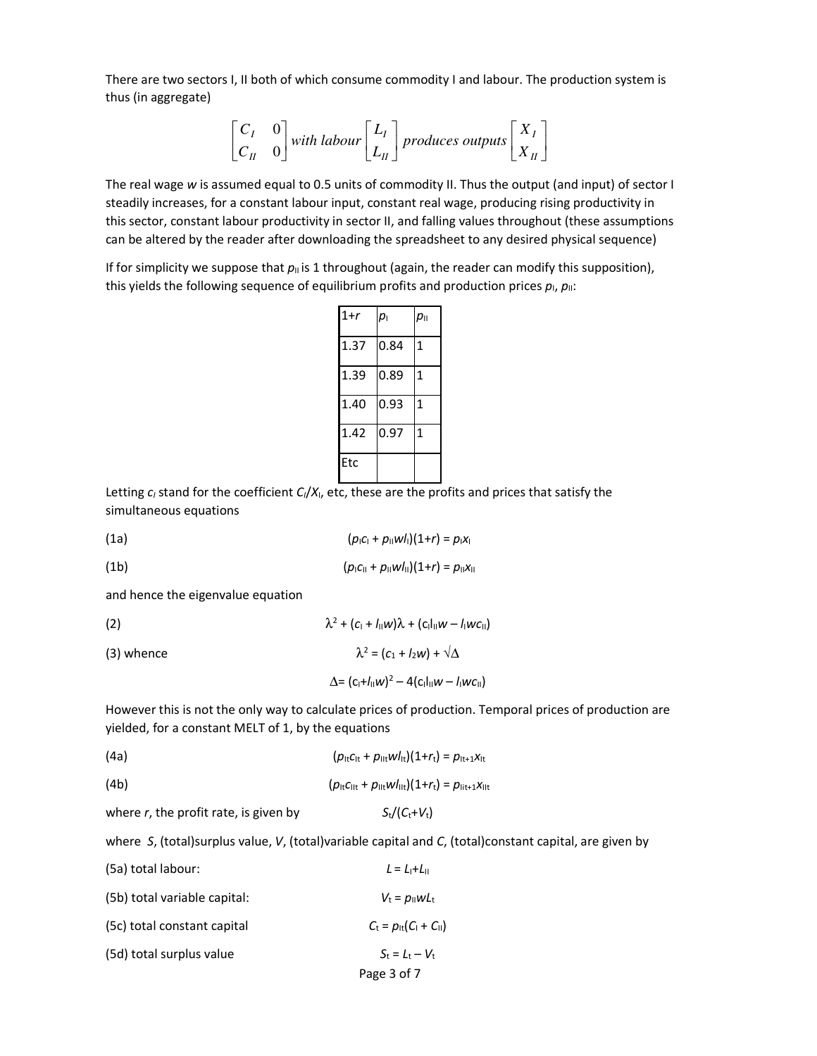There are two sectors I, II both of which consume commodity I and labour. The production system is thus (in aggregate)

$$\begin{bmatrix} C_I & 0 \\ C_{II} & 0 \end{bmatrix} \textit{with labour} \begin{bmatrix} L_I \\ L_{II} \end{bmatrix} \textit{produces outputs} \begin{bmatrix} X_I \\ X_{II} \end{bmatrix}$$

The real wage $w$ is assumed equal to 0.5 units of commodity II. Thus the output (and input) of sector I steadily increases, for a constant labour input, constant real wage, producing rising productivity in this sector, constant labour productivity in sector II, and falling values throughout (these assumptions can be altered by the reader after downloading the spreadsheet to any desired physical sequence)

If for simplicity we suppose that $p_{II}$ is 1 throughout (again, the reader can modify this supposition), this yields the following sequence of equilibrium profits and production prices $p_I$, $p_{II}$:

| $1+r$ | $p_I$ | $p_{II}$ |
|---|---|---|
| 1.37 | 0.84 | 1 |
| 1.39 | 0.89 | 1 |
| 1.40 | 0.93 | 1 |
| 1.42 | 0.97 | 1 |
| Etc | | |

Letting $c_I$ stand for the coefficient $C_I/X_I$, etc, these are the profits and prices that satisfy the simultaneous equations

(1a) $$(p_I c_I + p_{II} w l_I)(1+r) = p_I x_I$$

(1b) $$(p_I c_{II} + p_{II} w l_{II})(1+r) = p_{II} x_{II}$$

and hence the eigenvalue equation

(2) $$\lambda^2 + (c_I + l_{II} w)\lambda + (c_I l_{II} w - l_I w c_{II})$$

(3) whence $$\lambda^2 = (c_1 + l_2 w) + \sqrt{\Delta}$$

$$\Delta = (c_I + l_{II} w)^2 - 4(c_I l_{II} w - l_I w c_{II})$$

However this is not the only way to calculate prices of production. Temporal prices of production are yielded, for a constant MELT of 1, by the equations

(4a) $$(p_{It} c_{It} + p_{IIt} w l_{It})(1+r_t) = p_{It+1} x_{It}$$

(4b) $$(p_{It} c_{IIt} + p_{IIt} w l_{IIt})(1+r_t) = p_{IIt+1} x_{IIt}$$

where $r$, the profit rate, is given by $S_t/(C_t+V_t)$

where $S$, (total)surplus value, $V$, (total)variable capital and $C$, (total)constant capital, are given by

(5a) total labour: $L = L_I + L_{II}$

(5b) total variable capital: $V_t = p_{II} w L_t$

(5c) total constant capital $C_t = p_{It}(C_I + C_{II})$

(5d) total surplus value $S_t = L_t - V_t$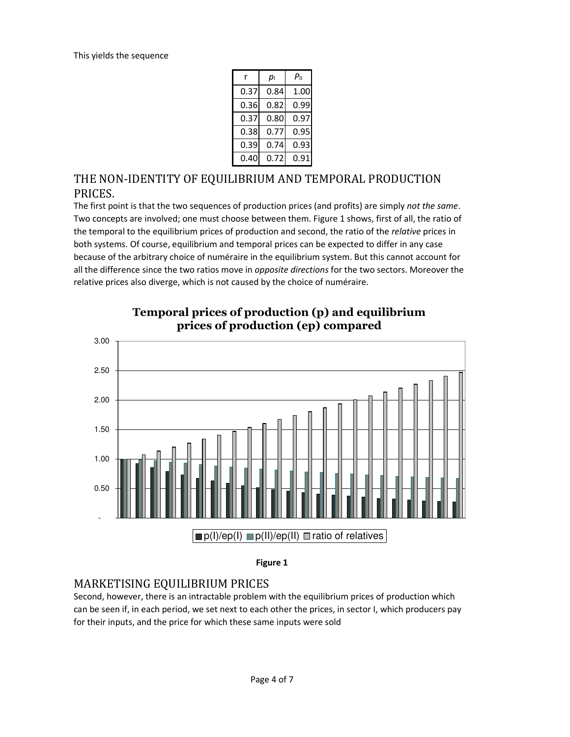This yields the sequence

| r | $p_I$ | $P_{II}$ |
|---|---|---|
| 0.37 | 0.84 | 1.00 |
| 0.36 | 0.82 | 0.99 |
| 0.37 | 0.80 | 0.97 |
| 0.38 | 0.77 | 0.95 |
| 0.39 | 0.74 | 0.93 |
| 0.40 | 0.72 | 0.91 |

## THE NON-IDENTITY OF EQUILIBRIUM AND TEMPORAL PRODUCTION PRICES.

The first point is that the two sequences of production prices (and profits) are simply *not the same*. Two concepts are involved; one must choose between them. Figure 1 shows, first of all, the ratio of the temporal to the equilibrium prices of production and second, the ratio of the *relative* prices in both systems. Of course, equilibrium and temporal prices can be expected to differ in any case because of the arbitrary choice of numéraire in the equilibrium system. But this cannot account for all the difference since the two ratios move in *opposite directions* for the two sectors. Moreover the relative prices also diverge, which is not caused by the choice of numéraire.

**Temporal prices of production (p) and equilibrium prices of production (ep) compared**

**Figure 1**

## MARKETISING EQUILIBRIUM PRICES

Second, however, there is an intractable problem with the equilibrium prices of production which can be seen if, in each period, we set next to each other the prices, in sector I, which producers pay for their inputs, and the price for which these same inputs were sold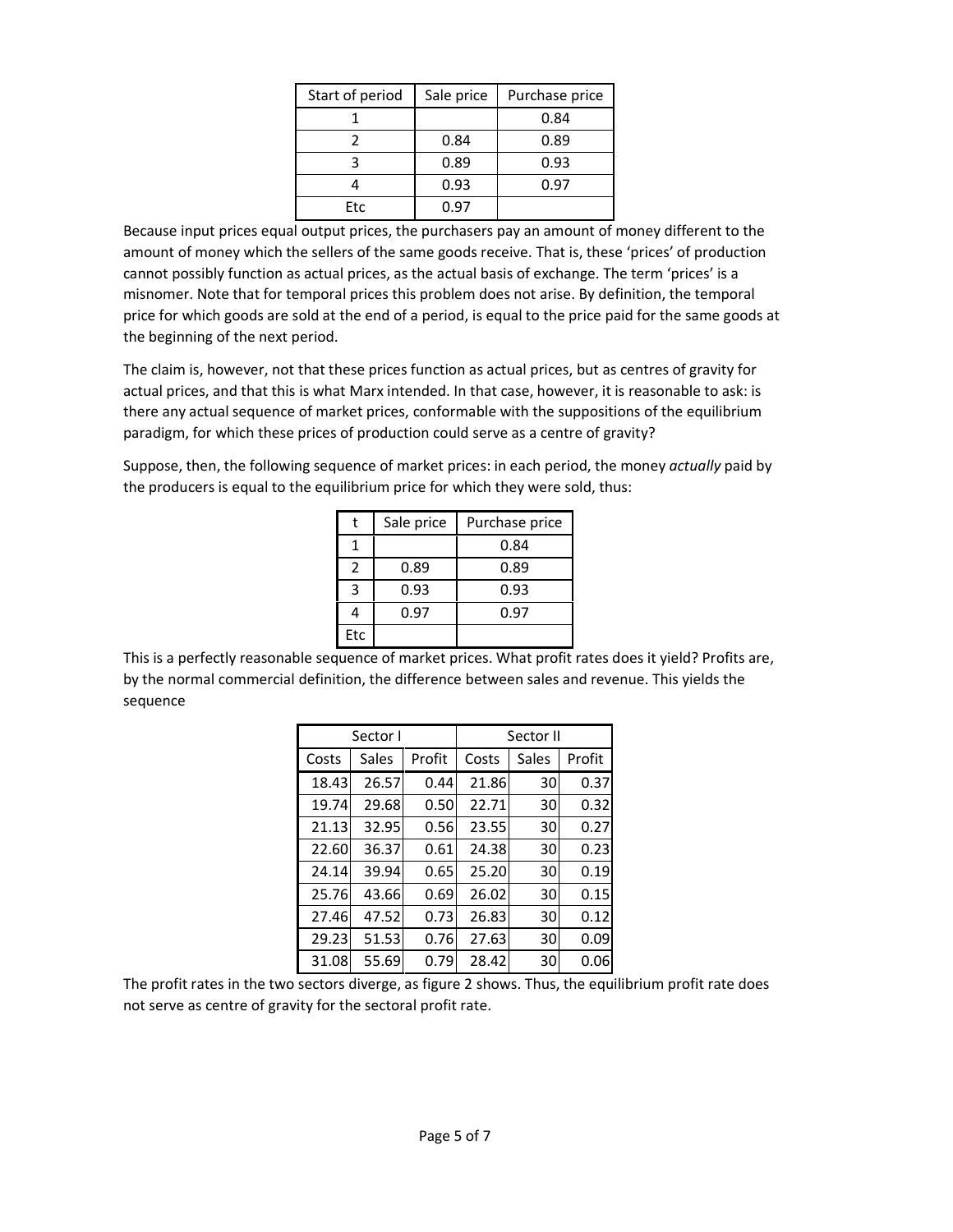| Start of period | Sale price | Purchase price |
|---|---|---|
| 1 | | 0.84 |
| 2 | 0.84 | 0.89 |
| 3 | 0.89 | 0.93 |
| 4 | 0.93 | 0.97 |
| Etc | 0.97 | |

Because input prices equal output prices, the purchasers pay an amount of money different to the amount of money which the sellers of the same goods receive. That is, these 'prices' of production cannot possibly function as actual prices, as the actual basis of exchange. The term 'prices' is a misnomer. Note that for temporal prices this problem does not arise. By definition, the temporal price for which goods are sold at the end of a period, is equal to the price paid for the same goods at the beginning of the next period.

The claim is, however, not that these prices function as actual prices, but as centres of gravity for actual prices, and that this is what Marx intended. In that case, however, it is reasonable to ask: is there any actual sequence of market prices, conformable with the suppositions of the equilibrium paradigm, for which these prices of production could serve as a centre of gravity?

Suppose, then, the following sequence of market prices: in each period, the money *actually* paid by the producers is equal to the equilibrium price for which they were sold, thus:

| t | Sale price | Purchase price |
|---|---|---|
| 1 | | 0.84 |
| 2 | 0.89 | 0.89 |
| 3 | 0.93 | 0.93 |
| 4 | 0.97 | 0.97 |
| Etc | | |

This is a perfectly reasonable sequence of market prices. What profit rates does it yield? Profits are, by the normal commercial definition, the difference between sales and revenue. This yields the sequence

| Sector I | | | Sector II | | |
|---|---|---|---|---|---|
| Costs | Sales | Profit | Costs | Sales | Profit |
| 18.43 | 26.57 | 0.44 | 21.86 | 30 | 0.37 |
| 19.74 | 29.68 | 0.50 | 22.71 | 30 | 0.32 |
| 21.13 | 32.95 | 0.56 | 23.55 | 30 | 0.27 |
| 22.60 | 36.37 | 0.61 | 24.38 | 30 | 0.23 |
| 24.14 | 39.94 | 0.65 | 25.20 | 30 | 0.19 |
| 25.76 | 43.66 | 0.69 | 26.02 | 30 | 0.15 |
| 27.46 | 47.52 | 0.73 | 26.83 | 30 | 0.12 |
| 29.23 | 51.53 | 0.76 | 27.63 | 30 | 0.09 |
| 31.08 | 55.69 | 0.79 | 28.42 | 30 | 0.06 |

The profit rates in the two sectors diverge, as figure 2 shows. Thus, the equilibrium profit rate does not serve as centre of gravity for the sectoral profit rate.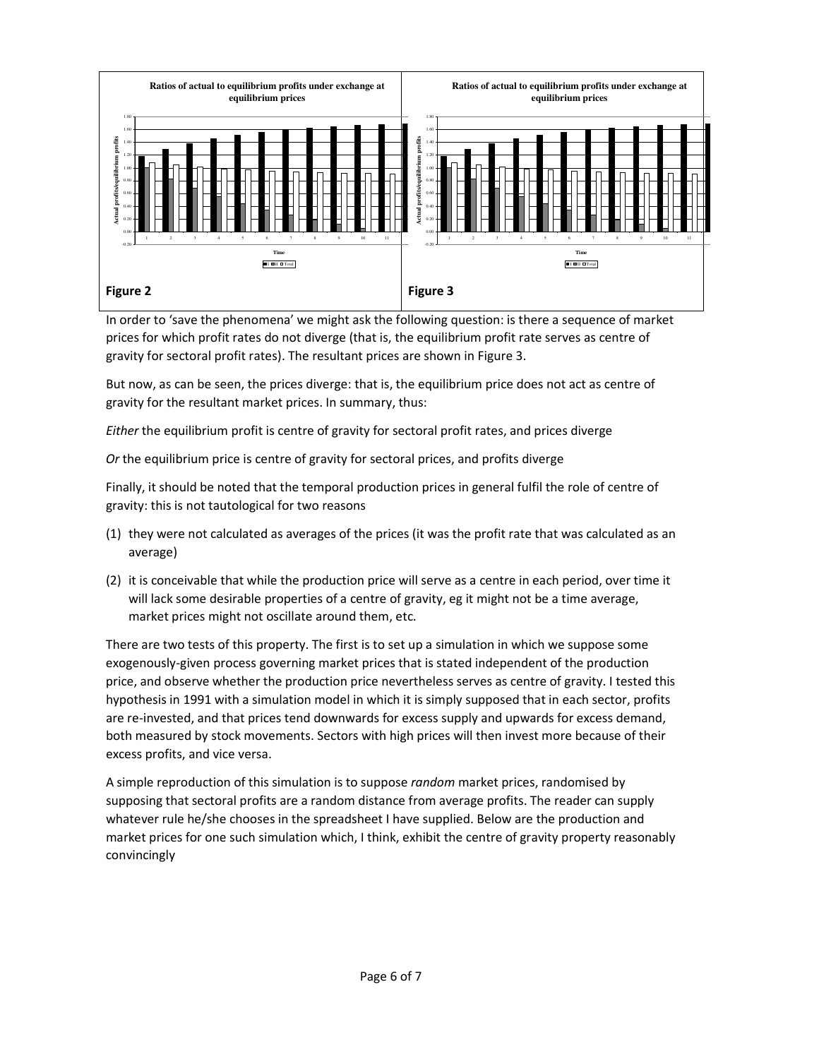**Figure 2**

**Figure 3**

In order to 'save the phenomena' we might ask the following question: is there a sequence of market prices for which profit rates do not diverge (that is, the equilibrium profit rate serves as centre of gravity for sectoral profit rates). The resultant prices are shown in Figure 3.

But now, as can be seen, the prices diverge: that is, the equilibrium price does not act as centre of gravity for the resultant market prices. In summary, thus:

*Either* the equilibrium profit is centre of gravity for sectoral profit rates, and prices diverge

*Or* the equilibrium price is centre of gravity for sectoral prices, and profits diverge

Finally, it should be noted that the temporal production prices in general fulfil the role of centre of gravity: this is not tautological for two reasons

(1) they were not calculated as averages of the prices (it was the profit rate that was calculated as an average)

(2) it is conceivable that while the production price will serve as a centre in each period, over time it will lack some desirable properties of a centre of gravity, eg it might not be a time average, market prices might not oscillate around them, etc.

There are two tests of this property. The first is to set up a simulation in which we suppose some exogenously-given process governing market prices that is stated independent of the production price, and observe whether the production price nevertheless serves as centre of gravity. I tested this hypothesis in 1991 with a simulation model in which it is simply supposed that in each sector, profits are re-invested, and that prices tend downwards for excess supply and upwards for excess demand, both measured by stock movements. Sectors with high prices will then invest more because of their excess profits, and vice versa.

A simple reproduction of this simulation is to suppose *random* market prices, randomised by supposing that sectoral profits are a random distance from average profits. The reader can supply whatever rule he/she chooses in the spreadsheet I have supplied. Below are the production and market prices for one such simulation which, I think, exhibit the centre of gravity property reasonably convincingly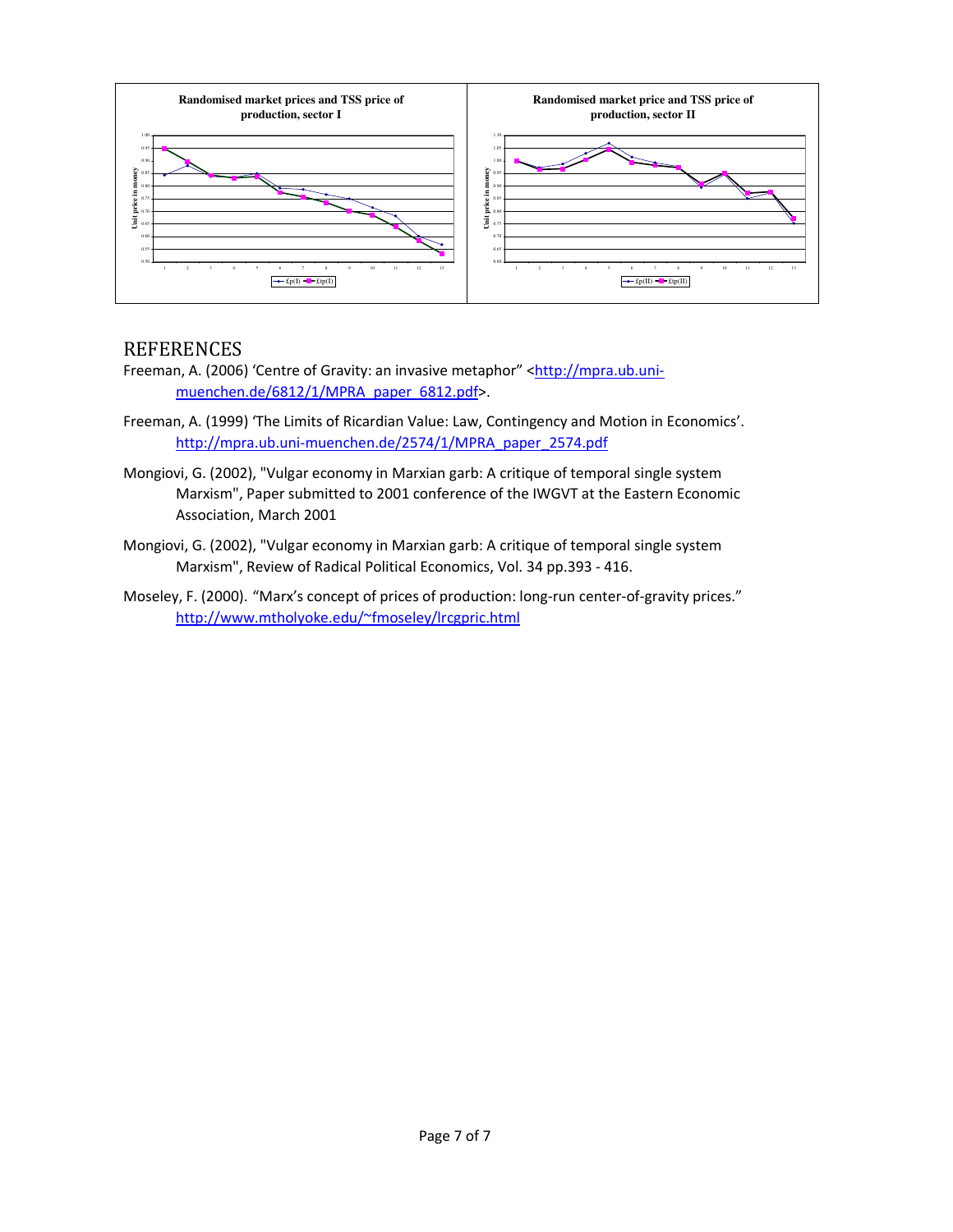Randomised market prices and TSS price of production, sector I

Unit price in money

1.00
0.95
0.90
0.85
0.80
0.75
0.70
0.65
0.60
0.55
0.50

1 2 3 4 5 6 7 8 9 10 11 12 13

£p(I) £tp(I)

Randomised market price and TSS price of production, sector II

Unit price in money

1.10
1.05
1.00
0.95
0.90
0.85
0.80
0.75
0.70
0.65
0.60

1 2 3 4 5 6 7 8 9 10 11 12 13

£p(II) £tp(II)

# REFERENCES

Freeman, A. (2006) 'Centre of Gravity: an invasive metaphor" <http://mpra.ub.uni-muenchen.de/6812/1/MPRA_paper_6812.pdf>.

Freeman, A. (1999) 'The Limits of Ricardian Value: Law, Contingency and Motion in Economics'. http://mpra.ub.uni-muenchen.de/2574/1/MPRA_paper_2574.pdf

Mongiovi, G. (2002), "Vulgar economy in Marxian garb: A critique of temporal single system Marxism", Paper submitted to 2001 conference of the IWGVT at the Eastern Economic Association, March 2001

Mongiovi, G. (2002), "Vulgar economy in Marxian garb: A critique of temporal single system Marxism", Review of Radical Political Economics, Vol. 34 pp.393 - 416.

Moseley, F. (2000). "Marx's concept of prices of production: long-run center-of-gravity prices." http://www.mtholyoke.edu/~fmoseley/lrcgpric.html